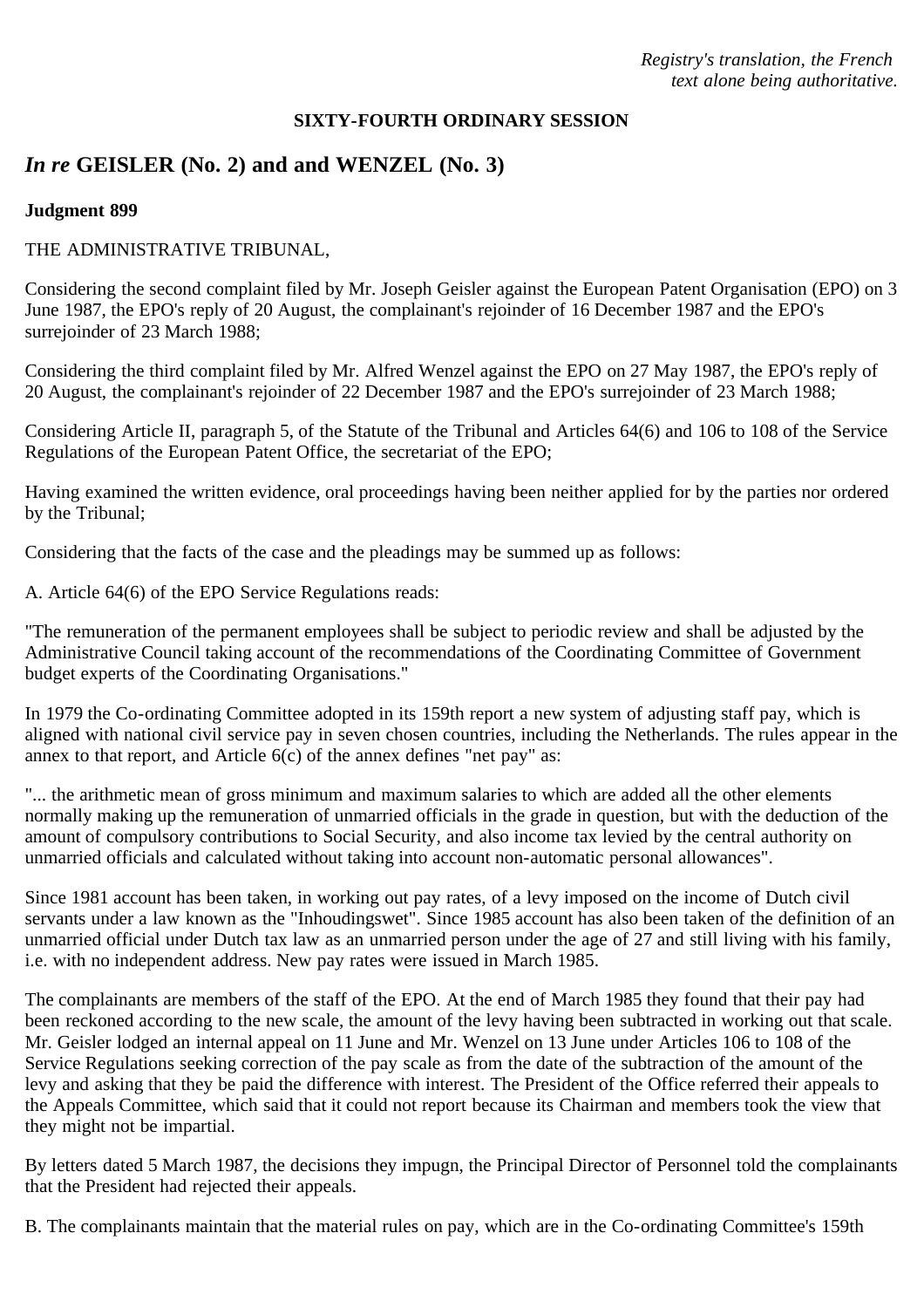*Registry's translation, the French text alone being authoritative.*

**SIXTY-FOURTH ORDINARY SESSION**

## *In re* GEISLER (No. 2) and and WENZEL (No. 3)

**Judgment 899**

THE ADMINISTRATIVE TRIBUNAL,

Considering the second complaint filed by Mr. Joseph Geisler against the European Patent Organisation (EPO) on 3 June 1987, the EPO's reply of 20 August, the complainant's rejoinder of 16 December 1987 and the EPO's surrejoinder of 23 March 1988;

Considering the third complaint filed by Mr. Alfred Wenzel against the EPO on 27 May 1987, the EPO's reply of 20 August, the complainant's rejoinder of 22 December 1987 and the EPO's surrejoinder of 23 March 1988;

Considering Article II, paragraph 5, of the Statute of the Tribunal and Articles 64(6) and 106 to 108 of the Service Regulations of the European Patent Office, the secretariat of the EPO;

Having examined the written evidence, oral proceedings having been neither applied for by the parties nor ordered by the Tribunal;

Considering that the facts of the case and the pleadings may be summed up as follows:

A. Article 64(6) of the EPO Service Regulations reads:

"The remuneration of the permanent employees shall be subject to periodic review and shall be adjusted by the Administrative Council taking account of the recommendations of the Coordinating Committee of Government budget experts of the Coordinating Organisations."

In 1979 the Co-ordinating Committee adopted in its 159th report a new system of adjusting staff pay, which is aligned with national civil service pay in seven chosen countries, including the Netherlands. The rules appear in the annex to that report, and Article 6(c) of the annex defines "net pay" as:

"... the arithmetic mean of gross minimum and maximum salaries to which are added all the other elements normally making up the remuneration of unmarried officials in the grade in question, but with the deduction of the amount of compulsory contributions to Social Security, and also income tax levied by the central authority on unmarried officials and calculated without taking into account non-automatic personal allowances".

Since 1981 account has been taken, in working out pay rates, of a levy imposed on the income of Dutch civil servants under a law known as the "Inhoudingswet". Since 1985 account has also been taken of the definition of an unmarried official under Dutch tax law as an unmarried person under the age of 27 and still living with his family, i.e. with no independent address. New pay rates were issued in March 1985.

The complainants are members of the staff of the EPO. At the end of March 1985 they found that their pay had been reckoned according to the new scale, the amount of the levy having been subtracted in working out that scale. Mr. Geisler lodged an internal appeal on 11 June and Mr. Wenzel on 13 June under Articles 106 to 108 of the Service Regulations seeking correction of the pay scale as from the date of the subtraction of the amount of the levy and asking that they be paid the difference with interest. The President of the Office referred their appeals to the Appeals Committee, which said that it could not report because its Chairman and members took the view that they might not be impartial.

By letters dated 5 March 1987, the decisions they impugn, the Principal Director of Personnel told the complainants that the President had rejected their appeals.

B. The complainants maintain that the material rules on pay, which are in the Co-ordinating Committee's 159th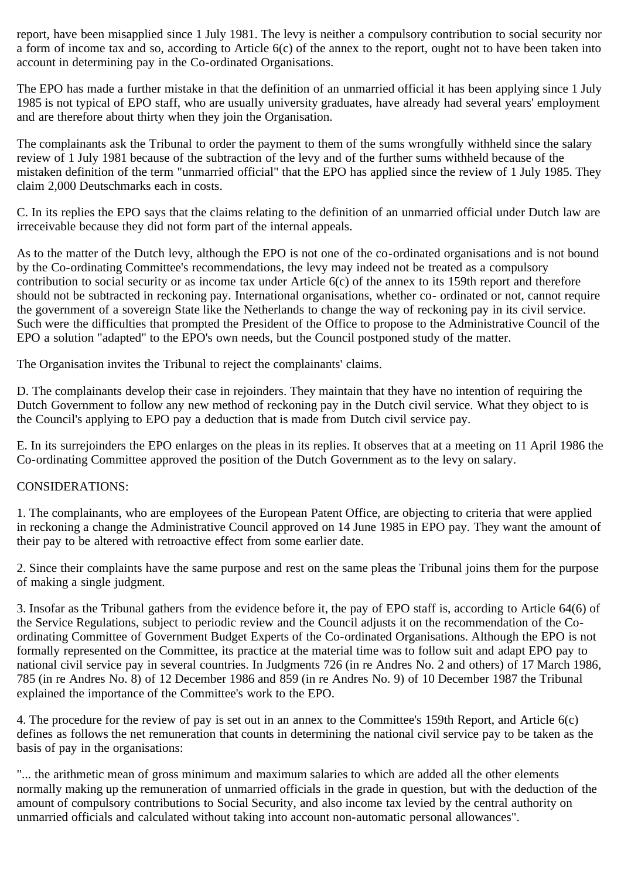report, have been misapplied since 1 July 1981. The levy is neither a compulsory contribution to social security nor a form of income tax and so, according to Article 6(c) of the annex to the report, ought not to have been taken into account in determining pay in the Co-ordinated Organisations.

The EPO has made a further mistake in that the definition of an unmarried official it has been applying since 1 July 1985 is not typical of EPO staff, who are usually university graduates, have already had several years' employment and are therefore about thirty when they join the Organisation.

The complainants ask the Tribunal to order the payment to them of the sums wrongfully withheld since the salary review of 1 July 1981 because of the subtraction of the levy and of the further sums withheld because of the mistaken definition of the term "unmarried official" that the EPO has applied since the review of 1 July 1985. They claim 2,000 Deutschmarks each in costs.

C. In its replies the EPO says that the claims relating to the definition of an unmarried official under Dutch law are irreceivable because they did not form part of the internal appeals.

As to the matter of the Dutch levy, although the EPO is not one of the co-ordinated organisations and is not bound by the Co-ordinating Committee's recommendations, the levy may indeed not be treated as a compulsory contribution to social security or as income tax under Article 6(c) of the annex to its 159th report and therefore should not be subtracted in reckoning pay. International organisations, whether co- ordinated or not, cannot require the government of a sovereign State like the Netherlands to change the way of reckoning pay in its civil service. Such were the difficulties that prompted the President of the Office to propose to the Administrative Council of the EPO a solution "adapted" to the EPO's own needs, but the Council postponed study of the matter.

The Organisation invites the Tribunal to reject the complainants' claims.

D. The complainants develop their case in rejoinders. They maintain that they have no intention of requiring the Dutch Government to follow any new method of reckoning pay in the Dutch civil service. What they object to is the Council's applying to EPO pay a deduction that is made from Dutch civil service pay.

E. In its surrejoinders the EPO enlarges on the pleas in its replies. It observes that at a meeting on 11 April 1986 the Co-ordinating Committee approved the position of the Dutch Government as to the levy on salary.

CONSIDERATIONS:

1. The complainants, who are employees of the European Patent Office, are objecting to criteria that were applied in reckoning a change the Administrative Council approved on 14 June 1985 in EPO pay. They want the amount of their pay to be altered with retroactive effect from some earlier date.

2. Since their complaints have the same purpose and rest on the same pleas the Tribunal joins them for the purpose of making a single judgment.

3. Insofar as the Tribunal gathers from the evidence before it, the pay of EPO staff is, according to Article 64(6) of the Service Regulations, subject to periodic review and the Council adjusts it on the recommendation of the Co-ordinating Committee of Government Budget Experts of the Co-ordinated Organisations. Although the EPO is not formally represented on the Committee, its practice at the material time was to follow suit and adapt EPO pay to national civil service pay in several countries. In Judgments 726 (in re Andres No. 2 and others) of 17 March 1986, 785 (in re Andres No. 8) of 12 December 1986 and 859 (in re Andres No. 9) of 10 December 1987 the Tribunal explained the importance of the Committee's work to the EPO.

4. The procedure for the review of pay is set out in an annex to the Committee's 159th Report, and Article 6(c) defines as follows the net remuneration that counts in determining the national civil service pay to be taken as the basis of pay in the organisations:

"... the arithmetic mean of gross minimum and maximum salaries to which are added all the other elements normally making up the remuneration of unmarried officials in the grade in question, but with the deduction of the amount of compulsory contributions to Social Security, and also income tax levied by the central authority on unmarried officials and calculated without taking into account non-automatic personal allowances".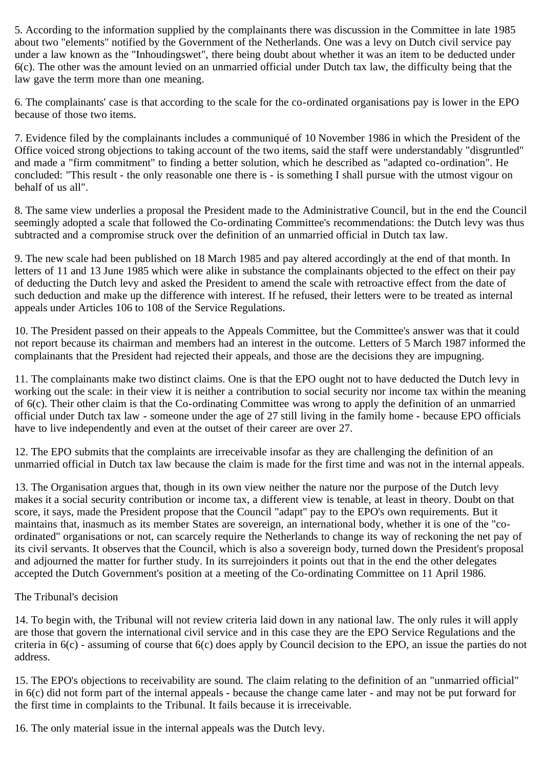5. According to the information supplied by the complainants there was discussion in the Committee in late 1985 about two "elements" notified by the Government of the Netherlands. One was a levy on Dutch civil service pay under a law known as the "Inhoudingswet", there being doubt about whether it was an item to be deducted under 6(c). The other was the amount levied on an unmarried official under Dutch tax law, the difficulty being that the law gave the term more than one meaning.

6. The complainants' case is that according to the scale for the co-ordinated organisations pay is lower in the EPO because of those two items.

7. Evidence filed by the complainants includes a communiqué of 10 November 1986 in which the President of the Office voiced strong objections to taking account of the two items, said the staff were understandably "disgruntled" and made a "firm commitment" to finding a better solution, which he described as "adapted co-ordination". He concluded: "This result - the only reasonable one there is - is something I shall pursue with the utmost vigour on behalf of us all".

8. The same view underlies a proposal the President made to the Administrative Council, but in the end the Council seemingly adopted a scale that followed the Co-ordinating Committee's recommendations: the Dutch levy was thus subtracted and a compromise struck over the definition of an unmarried official in Dutch tax law.

9. The new scale had been published on 18 March 1985 and pay altered accordingly at the end of that month. In letters of 11 and 13 June 1985 which were alike in substance the complainants objected to the effect on their pay of deducting the Dutch levy and asked the President to amend the scale with retroactive effect from the date of such deduction and make up the difference with interest. If he refused, their letters were to be treated as internal appeals under Articles 106 to 108 of the Service Regulations.

10. The President passed on their appeals to the Appeals Committee, but the Committee's answer was that it could not report because its chairman and members had an interest in the outcome. Letters of 5 March 1987 informed the complainants that the President had rejected their appeals, and those are the decisions they are impugning.

11. The complainants make two distinct claims. One is that the EPO ought not to have deducted the Dutch levy in working out the scale: in their view it is neither a contribution to social security nor income tax within the meaning of 6(c). Their other claim is that the Co-ordinating Committee was wrong to apply the definition of an unmarried official under Dutch tax law - someone under the age of 27 still living in the family home - because EPO officials have to live independently and even at the outset of their career are over 27.

12. The EPO submits that the complaints are irreceivable insofar as they are challenging the definition of an unmarried official in Dutch tax law because the claim is made for the first time and was not in the internal appeals.

13. The Organisation argues that, though in its own view neither the nature nor the purpose of the Dutch levy makes it a social security contribution or income tax, a different view is tenable, at least in theory. Doubt on that score, it says, made the President propose that the Council "adapt" pay to the EPO's own requirements. But it maintains that, inasmuch as its member States are sovereign, an international body, whether it is one of the "co-ordinated" organisations or not, can scarcely require the Netherlands to change its way of reckoning the net pay of its civil servants. It observes that the Council, which is also a sovereign body, turned down the President's proposal and adjourned the matter for further study. In its surrejoinders it points out that in the end the other delegates accepted the Dutch Government's position at a meeting of the Co-ordinating Committee on 11 April 1986.

The Tribunal's decision

14. To begin with, the Tribunal will not review criteria laid down in any national law. The only rules it will apply are those that govern the international civil service and in this case they are the EPO Service Regulations and the criteria in 6(c) - assuming of course that 6(c) does apply by Council decision to the EPO, an issue the parties do not address.

15. The EPO's objections to receivability are sound. The claim relating to the definition of an "unmarried official" in 6(c) did not form part of the internal appeals - because the change came later - and may not be put forward for the first time in complaints to the Tribunal. It fails because it is irreceivable.

16. The only material issue in the internal appeals was the Dutch levy.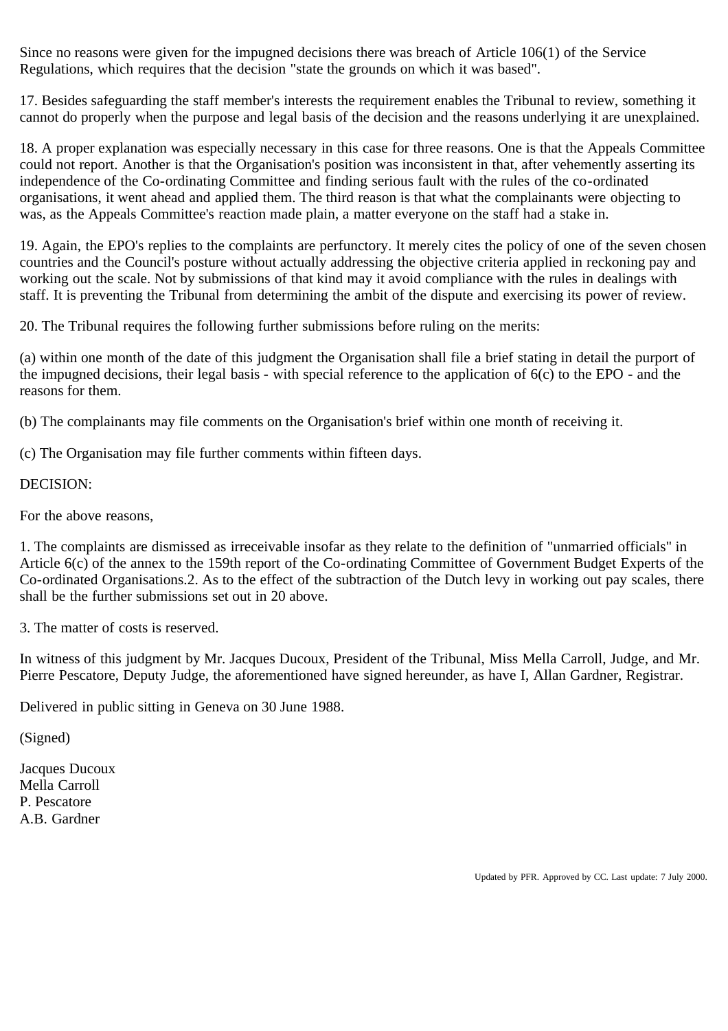Since no reasons were given for the impugned decisions there was breach of Article 106(1) of the Service Regulations, which requires that the decision "state the grounds on which it was based".

17. Besides safeguarding the staff member's interests the requirement enables the Tribunal to review, something it cannot do properly when the purpose and legal basis of the decision and the reasons underlying it are unexplained.

18. A proper explanation was especially necessary in this case for three reasons. One is that the Appeals Committee could not report. Another is that the Organisation's position was inconsistent in that, after vehemently asserting its independence of the Co-ordinating Committee and finding serious fault with the rules of the co-ordinated organisations, it went ahead and applied them. The third reason is that what the complainants were objecting to was, as the Appeals Committee's reaction made plain, a matter everyone on the staff had a stake in.

19. Again, the EPO's replies to the complaints are perfunctory. It merely cites the policy of one of the seven chosen countries and the Council's posture without actually addressing the objective criteria applied in reckoning pay and working out the scale. Not by submissions of that kind may it avoid compliance with the rules in dealings with staff. It is preventing the Tribunal from determining the ambit of the dispute and exercising its power of review.

20. The Tribunal requires the following further submissions before ruling on the merits:

(a) within one month of the date of this judgment the Organisation shall file a brief stating in detail the purport of the impugned decisions, their legal basis - with special reference to the application of 6(c) to the EPO - and the reasons for them.

(b) The complainants may file comments on the Organisation's brief within one month of receiving it.

(c) The Organisation may file further comments within fifteen days.

DECISION:

For the above reasons,

1. The complaints are dismissed as irreceivable insofar as they relate to the definition of "unmarried officials" in Article 6(c) of the annex to the 159th report of the Co-ordinating Committee of Government Budget Experts of the Co-ordinated Organisations.2. As to the effect of the subtraction of the Dutch levy in working out pay scales, there shall be the further submissions set out in 20 above.

3. The matter of costs is reserved.

In witness of this judgment by Mr. Jacques Ducoux, President of the Tribunal, Miss Mella Carroll, Judge, and Mr. Pierre Pescatore, Deputy Judge, the aforementioned have signed hereunder, as have I, Allan Gardner, Registrar.

Delivered in public sitting in Geneva on 30 June 1988.

(Signed)

Jacques Ducoux
Mella Carroll
P. Pescatore
A.B. Gardner

Updated by PFR. Approved by CC. Last update: 7 July 2000.